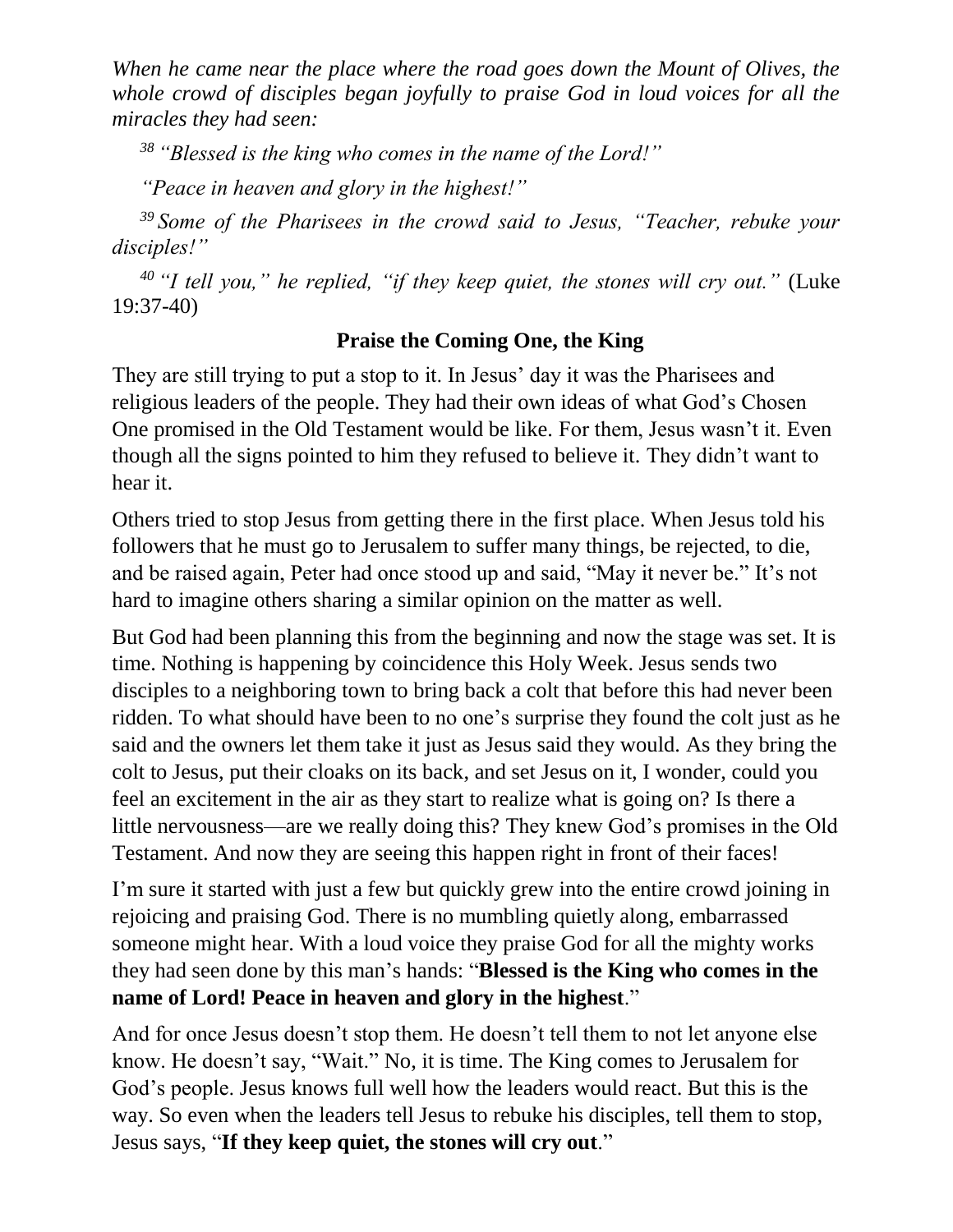*When he came near the place where the road goes down the Mount of Olives, the whole crowd of disciples began joyfully to praise God in loud voices for all the miracles they had seen:*

*[38] "Blessed is the king who comes in the name of the Lord!"*

*"Peace in heaven and glory in the highest!"*

*[39] Some of the Pharisees in the crowd said to Jesus, "Teacher, rebuke your disciples!"*

*[40] "I tell you," he replied, "if they keep quiet, the stones will cry out."* (Luke 19:37-40)

**Praise the Coming One, the King**

They are still trying to put a stop to it. In Jesus' day it was the Pharisees and religious leaders of the people. They had their own ideas of what God's Chosen One promised in the Old Testament would be like. For them, Jesus wasn't it. Even though all the signs pointed to him they refused to believe it. They didn't want to hear it.

Others tried to stop Jesus from getting there in the first place. When Jesus told his followers that he must go to Jerusalem to suffer many things, be rejected, to die, and be raised again, Peter had once stood up and said, "May it never be." It's not hard to imagine others sharing a similar opinion on the matter as well.

But God had been planning this from the beginning and now the stage was set. It is time. Nothing is happening by coincidence this Holy Week. Jesus sends two disciples to a neighboring town to bring back a colt that before this had never been ridden. To what should have been to no one's surprise they found the colt just as he said and the owners let them take it just as Jesus said they would. As they bring the colt to Jesus, put their cloaks on its back, and set Jesus on it, I wonder, could you feel an excitement in the air as they start to realize what is going on? Is there a little nervousness—are we really doing this? They knew God's promises in the Old Testament. And now they are seeing this happen right in front of their faces!

I'm sure it started with just a few but quickly grew into the entire crowd joining in rejoicing and praising God. There is no mumbling quietly along, embarrassed someone might hear. With a loud voice they praise God for all the mighty works they had seen done by this man's hands: "**Blessed is the King who comes in the name of Lord! Peace in heaven and glory in the highest**."

And for once Jesus doesn't stop them. He doesn't tell them to not let anyone else know. He doesn't say, "Wait." No, it is time. The King comes to Jerusalem for God's people. Jesus knows full well how the leaders would react. But this is the way. So even when the leaders tell Jesus to rebuke his disciples, tell them to stop, Jesus says, "**If they keep quiet, the stones will cry out**."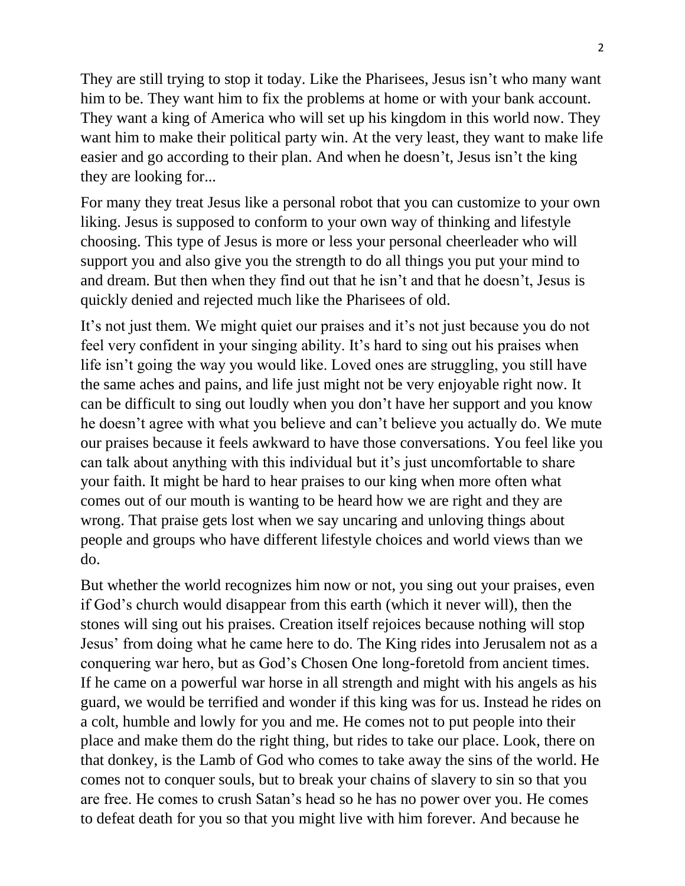They are still trying to stop it today. Like the Pharisees, Jesus isn't who many want him to be. They want him to fix the problems at home or with your bank account. They want a king of America who will set up his kingdom in this world now. They want him to make their political party win. At the very least, they want to make life easier and go according to their plan. And when he doesn't, Jesus isn't the king they are looking for...

For many they treat Jesus like a personal robot that you can customize to your own liking. Jesus is supposed to conform to your own way of thinking and lifestyle choosing. This type of Jesus is more or less your personal cheerleader who will support you and also give you the strength to do all things you put your mind to and dream. But then when they find out that he isn't and that he doesn't, Jesus is quickly denied and rejected much like the Pharisees of old.

It's not just them. We might quiet our praises and it's not just because you do not feel very confident in your singing ability. It's hard to sing out his praises when life isn't going the way you would like. Loved ones are struggling, you still have the same aches and pains, and life just might not be very enjoyable right now. It can be difficult to sing out loudly when you don't have her support and you know he doesn't agree with what you believe and can't believe you actually do. We mute our praises because it feels awkward to have those conversations. You feel like you can talk about anything with this individual but it's just uncomfortable to share your faith. It might be hard to hear praises to our king when more often what comes out of our mouth is wanting to be heard how we are right and they are wrong. That praise gets lost when we say uncaring and unloving things about people and groups who have different lifestyle choices and world views than we do.

But whether the world recognizes him now or not, you sing out your praises, even if God's church would disappear from this earth (which it never will), then the stones will sing out his praises. Creation itself rejoices because nothing will stop Jesus' from doing what he came here to do. The King rides into Jerusalem not as a conquering war hero, but as God's Chosen One long-foretold from ancient times. If he came on a powerful war horse in all strength and might with his angels as his guard, we would be terrified and wonder if this king was for us. Instead he rides on a colt, humble and lowly for you and me. He comes not to put people into their place and make them do the right thing, but rides to take our place. Look, there on that donkey, is the Lamb of God who comes to take away the sins of the world. He comes not to conquer souls, but to break your chains of slavery to sin so that you are free. He comes to crush Satan's head so he has no power over you. He comes to defeat death for you so that you might live with him forever. And because he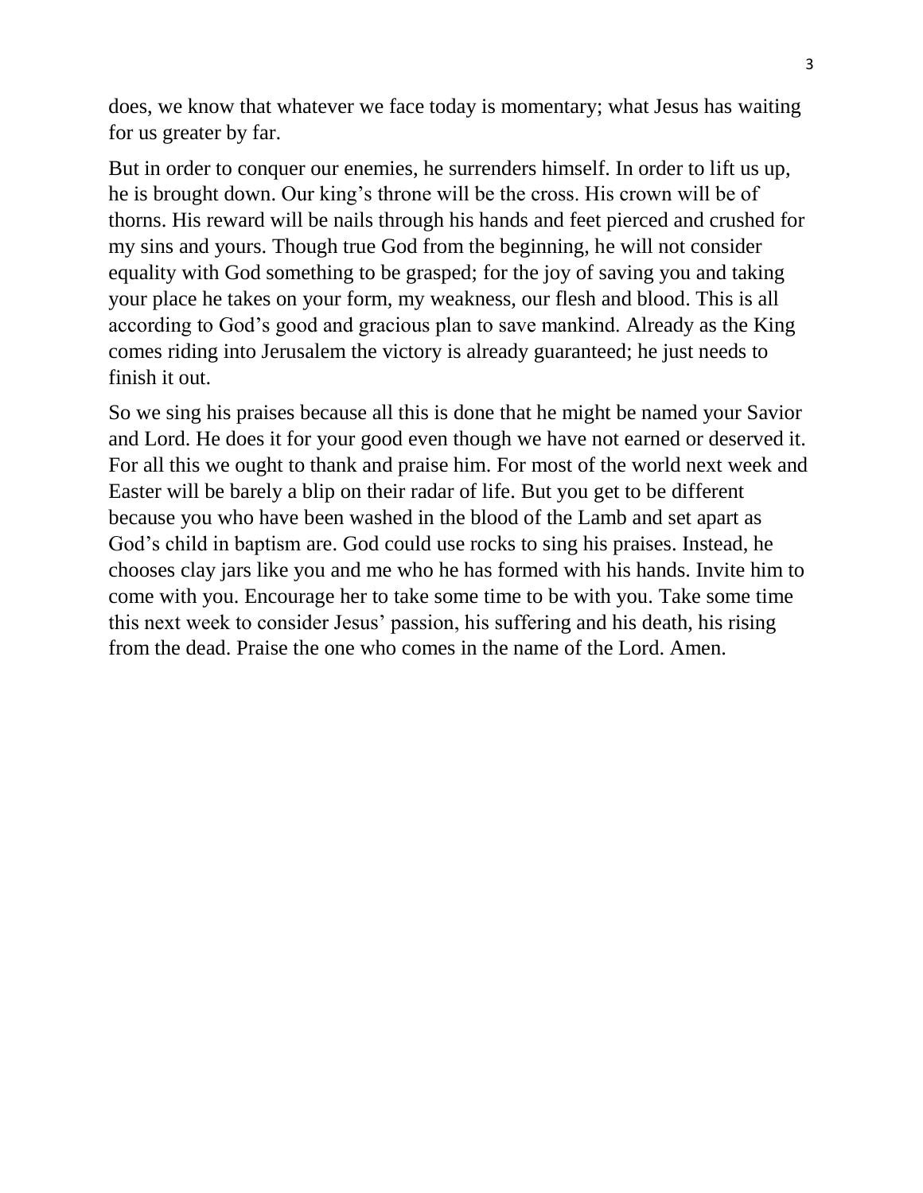does, we know that whatever we face today is momentary; what Jesus has waiting for us greater by far.

But in order to conquer our enemies, he surrenders himself. In order to lift us up, he is brought down. Our king's throne will be the cross. His crown will be of thorns. His reward will be nails through his hands and feet pierced and crushed for my sins and yours. Though true God from the beginning, he will not consider equality with God something to be grasped; for the joy of saving you and taking your place he takes on your form, my weakness, our flesh and blood. This is all according to God's good and gracious plan to save mankind. Already as the King comes riding into Jerusalem the victory is already guaranteed; he just needs to finish it out.

So we sing his praises because all this is done that he might be named your Savior and Lord. He does it for your good even though we have not earned or deserved it. For all this we ought to thank and praise him. For most of the world next week and Easter will be barely a blip on their radar of life. But you get to be different because you who have been washed in the blood of the Lamb and set apart as God's child in baptism are. God could use rocks to sing his praises. Instead, he chooses clay jars like you and me who he has formed with his hands. Invite him to come with you. Encourage her to take some time to be with you. Take some time this next week to consider Jesus' passion, his suffering and his death, his rising from the dead. Praise the one who comes in the name of the Lord. Amen.